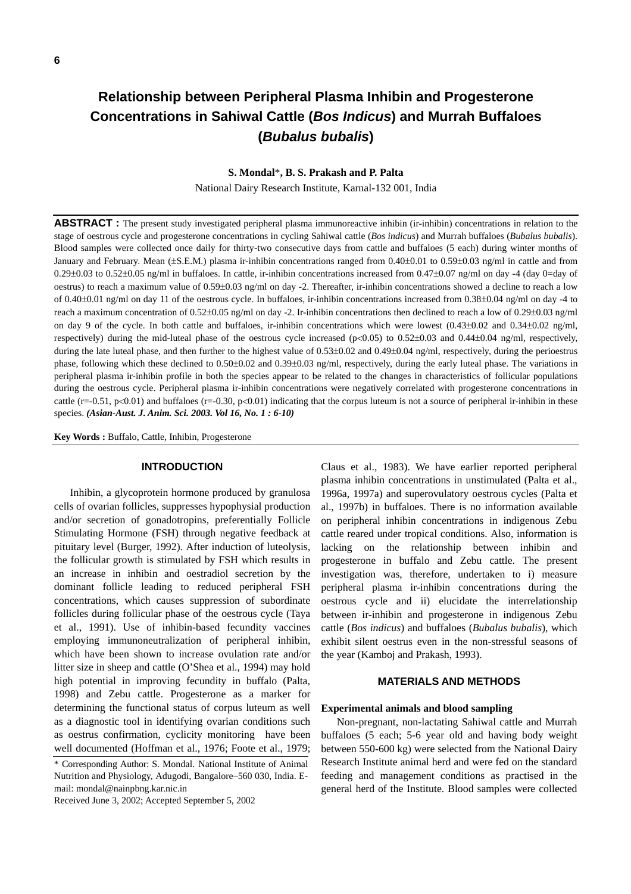# Relationship between Peripheral Plasma Inhibin and Progesterone Concentrations in Sahiwal Cattle (*Bos Indicus*) and Murrah Buffaloes (*Bubalus bubalis*)

**S. Mondal\*, B. S. Prakash and P. Palta**

National Dairy Research Institute, Karnal-132 001, India

**ABSTRACT :** The present study investigated peripheral plasma immunoreactive inhibin (ir-inhibin) concentrations in relation to the stage of oestrous cycle and progesterone concentrations in cycling Sahiwal cattle (*Bos indicus*) and Murrah buffaloes (*Bubalus bubalis*). Blood samples were collected once daily for thirty-two consecutive days from cattle and buffaloes (5 each) during winter months of January and February. Mean (±S.E.M.) plasma ir-inhibin concentrations ranged from 0.40±0.01 to 0.59±0.03 ng/ml in cattle and from 0.29±0.03 to 0.52±0.05 ng/ml in buffaloes. In cattle, ir-inhibin concentrations increased from 0.47±0.07 ng/ml on day -4 (day 0=day of oestrus) to reach a maximum value of 0.59±0.03 ng/ml on day -2. Thereafter, ir-inhibin concentrations showed a decline to reach a low of 0.40±0.01 ng/ml on day 11 of the oestrous cycle. In buffaloes, ir-inhibin concentrations increased from 0.38±0.04 ng/ml on day -4 to reach a maximum concentration of 0.52±0.05 ng/ml on day -2. Ir-inhibin concentrations then declined to reach a low of 0.29±0.03 ng/ml on day 9 of the cycle. In both cattle and buffaloes, ir-inhibin concentrations which were lowest (0.43±0.02 and 0.34±0.02 ng/ml, respectively) during the mid-luteal phase of the oestrous cycle increased ($p<0.05$) to 0.52±0.03 and 0.44±0.04 ng/ml, respectively, during the late luteal phase, and then further to the highest value of 0.53±0.02 and 0.49±0.04 ng/ml, respectively, during the perioestrus phase, following which these declined to 0.50±0.02 and 0.39±0.03 ng/ml, respectively, during the early luteal phase. The variations in peripheral plasma ir-inhibin profile in both the species appear to be related to the changes in characteristics of follicular populations during the oestrous cycle. Peripheral plasma ir-inhibin concentrations were negatively correlated with progesterone concentrations in cattle ($r=-0.51$, $p<0.01$) and buffaloes ($r=-0.30$, $p<0.01$) indicating that the corpus luteum is not a source of peripheral ir-inhibin in these species. ***(Asian-Aust. J. Anim. Sci. 2003. Vol 16, No. 1 : 6-10)***

**Key Words :** Buffalo, Cattle, Inhibin, Progesterone

## INTRODUCTION

Inhibin, a glycoprotein hormone produced by granulosa cells of ovarian follicles, suppresses hypophysial production and/or secretion of gonadotropins, preferentially Follicle Stimulating Hormone (FSH) through negative feedback at pituitary level (Burger, 1992). After induction of luteolysis, the follicular growth is stimulated by FSH which results in an increase in inhibin and oestradiol secretion by the dominant follicle leading to reduced peripheral FSH concentrations, which causes suppression of subordinate follicles during follicular phase of the oestrous cycle (Taya et al., 1991). Use of inhibin-based fecundity vaccines employing immunoneutralization of peripheral inhibin, which have been shown to increase ovulation rate and/or litter size in sheep and cattle (O'Shea et al., 1994) may hold high potential in improving fecundity in buffalo (Palta, 1998) and Zebu cattle. Progesterone as a marker for determining the functional status of corpus luteum as well as a diagnostic tool in identifying ovarian conditions such as oestrus confirmation, cyclicity monitoring have been well documented (Hoffman et al., 1976; Foote et al., 1979; Claus et al., 1983). We have earlier reported peripheral plasma inhibin concentrations in unstimulated (Palta et al., 1996a, 1997a) and superovulatory oestrous cycles (Palta et al., 1997b) in buffaloes. There is no information available on peripheral inhibin concentrations in indigenous Zebu cattle reared under tropical conditions. Also, information is lacking on the relationship between inhibin and progesterone in buffalo and Zebu cattle. The present investigation was, therefore, undertaken to i) measure peripheral plasma ir-inhibin concentrations during the oestrous cycle and ii) elucidate the interrelationship between ir-inhibin and progesterone in indigenous Zebu cattle (*Bos indicus*) and buffaloes (*Bubalus bubalis*), which exhibit silent oestrus even in the non-stressful seasons of the year (Kamboj and Prakash, 1993).

\* Corresponding Author: S. Mondal. National Institute of Animal Nutrition and Physiology, Adugodi, Bangalore–560 030, India. E-mail: mondal@nainpbng.kar.nic.in

Received June 3, 2002; Accepted September 5, 2002

## MATERIALS AND METHODS

### Experimental animals and blood sampling

Non-pregnant, non-lactating Sahiwal cattle and Murrah buffaloes (5 each; 5-6 year old and having body weight between 550-600 kg) were selected from the National Dairy Research Institute animal herd and were fed on the standard feeding and management conditions as practised in the general herd of the Institute. Blood samples were collected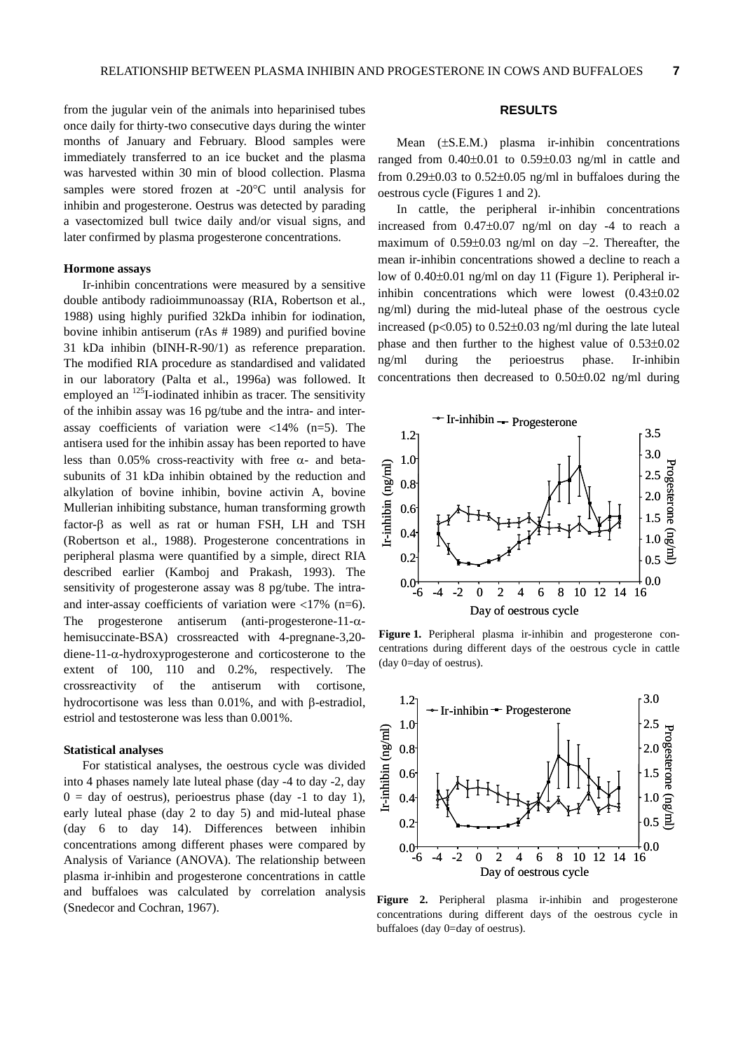from the jugular vein of the animals into heparinised tubes once daily for thirty-two consecutive days during the winter months of January and February. Blood samples were immediately transferred to an ice bucket and the plasma was harvested within 30 min of blood collection. Plasma samples were stored frozen at -20°C until analysis for inhibin and progesterone. Oestrus was detected by parading a vasectomized bull twice daily and/or visual signs, and later confirmed by plasma progesterone concentrations.

### Hormone assays

Ir-inhibin concentrations were measured by a sensitive double antibody radioimmunoassay (RIA, Robertson et al., 1988) using highly purified 32kDa inhibin for iodination, bovine inhibin antiserum (rAs # 1989) and purified bovine 31 kDa inhibin (bINH-R-90/1) as reference preparation. The modified RIA procedure as standardised and validated in our laboratory (Palta et al., 1996a) was followed. It employed an $^{125}$I-iodinated inhibin as tracer. The sensitivity of the inhibin assay was 16 pg/tube and the intra- and inter-assay coefficients of variation were <14% (n=5). The antisera used for the inhibin assay has been reported to have less than 0.05% cross-reactivity with free $\alpha$- and beta-subunits of 31 kDa inhibin obtained by the reduction and alkylation of bovine inhibin, bovine activin A, bovine Mullerian inhibiting substance, human transforming growth factor-$\beta$ as well as rat or human FSH, LH and TSH (Robertson et al., 1988). Progesterone concentrations in peripheral plasma were quantified by a simple, direct RIA described earlier (Kamboj and Prakash, 1993). The sensitivity of progesterone assay was 8 pg/tube. The intra- and inter-assay coefficients of variation were <17% (n=6). The progesterone antiserum (anti-progesterone-11-$\alpha$-hemisuccinate-BSA) crossreacted with 4-pregnane-3,20-diene-11-$\alpha$-hydroxyprogesterone and corticosterone to the extent of 100, 110 and 0.2%, respectively. The crossreactivity of the antiserum with cortisone, hydrocortisone was less than 0.01%, and with $\beta$-estradiol, estriol and testosterone was less than 0.001%.

### Statistical analyses

For statistical analyses, the oestrous cycle was divided into 4 phases namely late luteal phase (day -4 to day -2, day 0 = day of oestrus), perioestrus phase (day -1 to day 1), early luteal phase (day 2 to day 5) and mid-luteal phase (day 6 to day 14). Differences between inhibin concentrations among different phases were compared by Analysis of Variance (ANOVA). The relationship between plasma ir-inhibin and progesterone concentrations in cattle and buffaloes was calculated by correlation analysis (Snedecor and Cochran, 1967).

## RESULTS

Mean (±S.E.M.) plasma ir-inhibin concentrations ranged from 0.40±0.01 to 0.59±0.03 ng/ml in cattle and from 0.29±0.03 to 0.52±0.05 ng/ml in buffaloes during the oestrous cycle (Figures 1 and 2).

In cattle, the peripheral ir-inhibin concentrations increased from 0.47±0.07 ng/ml on day -4 to reach a maximum of 0.59±0.03 ng/ml on day –2. Thereafter, the mean ir-inhibin concentrations showed a decline to reach a low of 0.40±0.01 ng/ml on day 11 (Figure 1). Peripheral ir-inhibin concentrations which were lowest (0.43±0.02 ng/ml) during the mid-luteal phase of the oestrous cycle increased ($p<0.05$) to 0.52±0.03 ng/ml during the late luteal phase and then further to the highest value of 0.53±0.02 ng/ml during the perioestrus phase. Ir-inhibin concentrations then decreased to 0.50±0.02 ng/ml during

**Figure 1.** Peripheral plasma ir-inhibin and progesterone concentrations during different days of the oestrous cycle in cattle (day 0=day of oestrus).

**Figure 2.** Peripheral plasma ir-inhibin and progesterone concentrations during different days of the oestrous cycle in buffaloes (day 0=day of oestrus).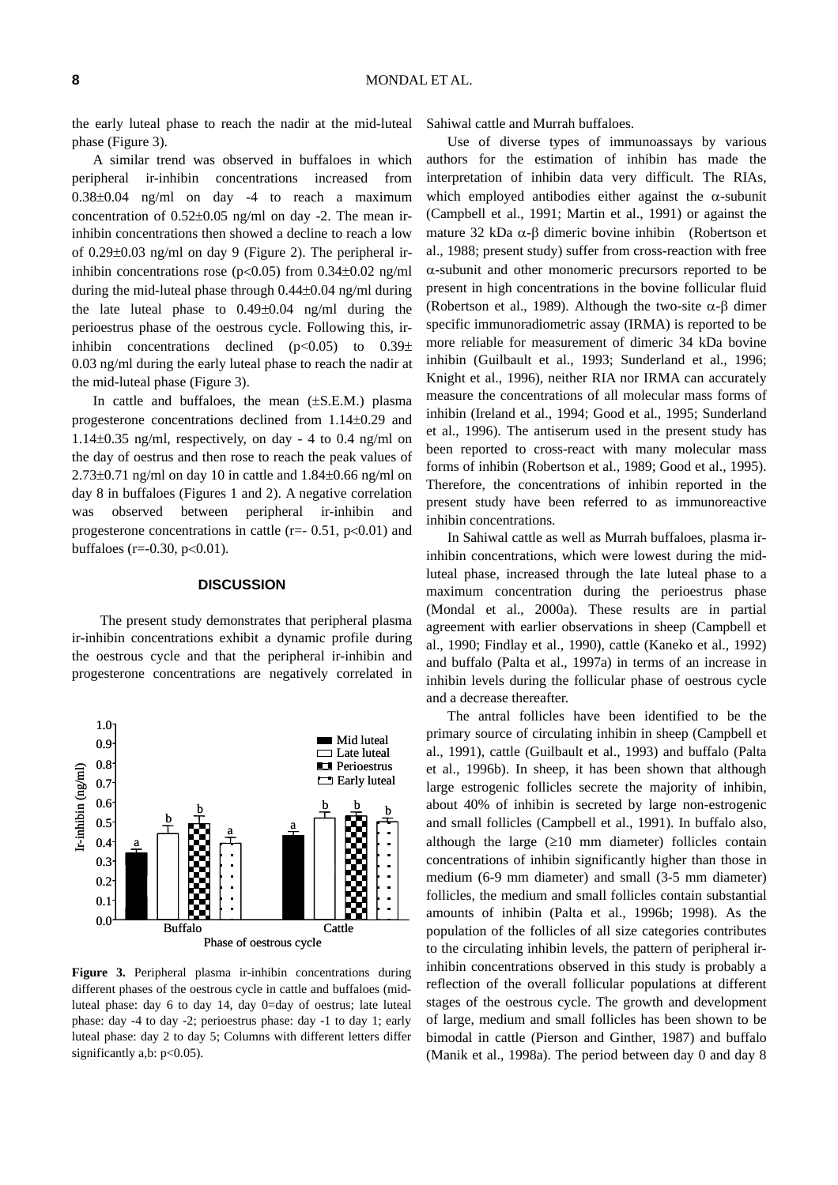the early luteal phase to reach the nadir at the mid-luteal phase (Figure 3).

A similar trend was observed in buffaloes in which peripheral ir-inhibin concentrations increased from 0.38±0.04 ng/ml on day -4 to reach a maximum concentration of 0.52±0.05 ng/ml on day -2. The mean ir-inhibin concentrations then showed a decline to reach a low of 0.29±0.03 ng/ml on day 9 (Figure 2). The peripheral ir-inhibin concentrations rose ($p<0.05$) from 0.34±0.02 ng/ml during the mid-luteal phase through 0.44±0.04 ng/ml during the late luteal phase to 0.49±0.04 ng/ml during the perioestrus phase of the oestrous cycle. Following this, ir-inhibin concentrations declined ($p<0.05$) to 0.39± 0.03 ng/ml during the early luteal phase to reach the nadir at the mid-luteal phase (Figure 3).

In cattle and buffaloes, the mean (±S.E.M.) plasma progesterone concentrations declined from 1.14±0.29 and 1.14±0.35 ng/ml, respectively, on day - 4 to 0.4 ng/ml on the day of oestrus and then rose to reach the peak values of 2.73±0.71 ng/ml on day 10 in cattle and 1.84±0.66 ng/ml on day 8 in buffaloes (Figures 1 and 2). A negative correlation was observed between peripheral ir-inhibin and progesterone concentrations in cattle ($r=-0.51$, $p<0.01$) and buffaloes ($r=-0.30$, $p<0.01$).

## DISCUSSION

The present study demonstrates that peripheral plasma ir-inhibin concentrations exhibit a dynamic profile during the oestrous cycle and that the peripheral ir-inhibin and progesterone concentrations are negatively correlated in Sahiwal cattle and Murrah buffaloes.

**Figure 3.** Peripheral plasma ir-inhibin concentrations during different phases of the oestrous cycle in cattle and buffaloes (mid-luteal phase: day 6 to day 14, day 0=day of oestrus; late luteal phase: day -4 to day -2; perioestrus phase: day -1 to day 1; early luteal phase: day 2 to day 5; Columns with different letters differ significantly a,b: $p<0.05$).

Use of diverse types of immunoassays by various authors for the estimation of inhibin has made the interpretation of inhibin data very difficult. The RIAs, which employed antibodies either against the α-subunit (Campbell et al., 1991; Martin et al., 1991) or against the mature 32 kDa α-β dimeric bovine inhibin (Robertson et al., 1988; present study) suffer from cross-reaction with free α-subunit and other monomeric precursors reported to be present in high concentrations in the bovine follicular fluid (Robertson et al., 1989). Although the two-site α-β dimer specific immunoradiometric assay (IRMA) is reported to be more reliable for measurement of dimeric 34 kDa bovine inhibin (Guilbault et al., 1993; Sunderland et al., 1996; Knight et al., 1996), neither RIA nor IRMA can accurately measure the concentrations of all molecular mass forms of inhibin (Ireland et al., 1994; Good et al., 1995; Sunderland et al., 1996). The antiserum used in the present study has been reported to cross-react with many molecular mass forms of inhibin (Robertson et al., 1989; Good et al., 1995). Therefore, the concentrations of inhibin reported in the present study have been referred to as immunoreactive inhibin concentrations.

In Sahiwal cattle as well as Murrah buffaloes, plasma ir-inhibin concentrations, which were lowest during the mid-luteal phase, increased through the late luteal phase to a maximum concentration during the perioestrus phase (Mondal et al., 2000a). These results are in partial agreement with earlier observations in sheep (Campbell et al., 1990; Findlay et al., 1990), cattle (Kaneko et al., 1992) and buffalo (Palta et al., 1997a) in terms of an increase in inhibin levels during the follicular phase of oestrous cycle and a decrease thereafter.

The antral follicles have been identified to be the primary source of circulating inhibin in sheep (Campbell et al., 1991), cattle (Guilbault et al., 1993) and buffalo (Palta et al., 1996b). In sheep, it has been shown that although large estrogenic follicles secrete the majority of inhibin, about 40% of inhibin is secreted by large non-estrogenic and small follicles (Campbell et al., 1991). In buffalo also, although the large (≥10 mm diameter) follicles contain concentrations of inhibin significantly higher than those in medium (6-9 mm diameter) and small (3-5 mm diameter) follicles, the medium and small follicles contain substantial amounts of inhibin (Palta et al., 1996b; 1998). As the population of the follicles of all size categories contributes to the circulating inhibin levels, the pattern of peripheral ir-inhibin concentrations observed in this study is probably a reflection of the overall follicular populations at different stages of the oestrous cycle. The growth and development of large, medium and small follicles has been shown to be bimodal in cattle (Pierson and Ginther, 1987) and buffalo (Manik et al., 1998a). The period between day 0 and day 8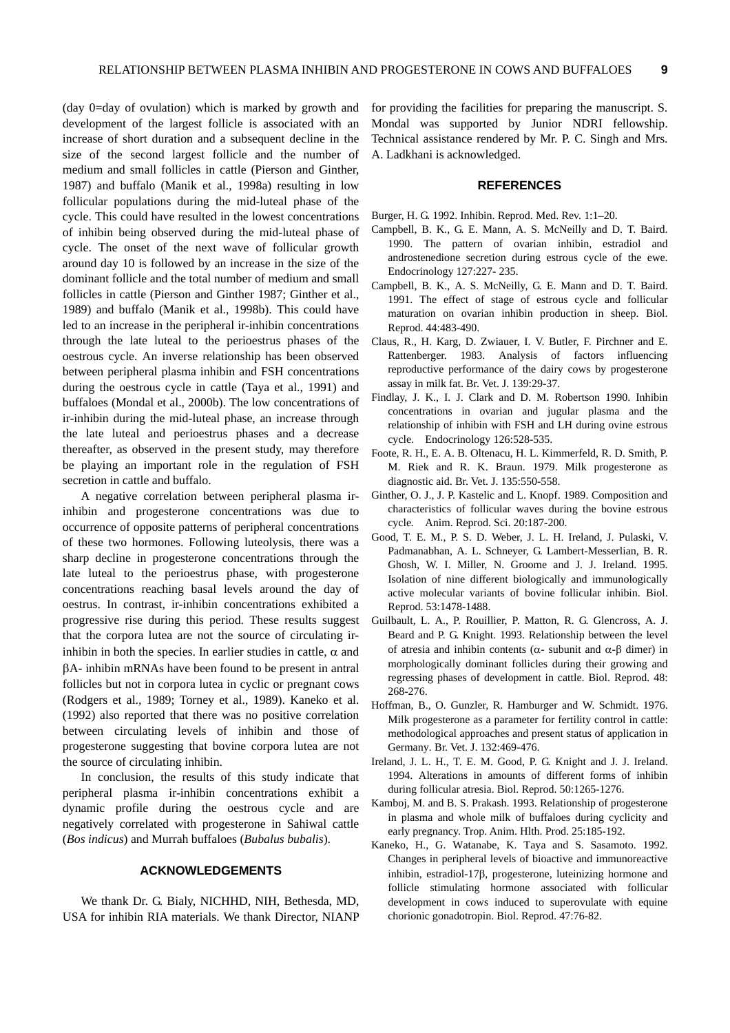(day 0=day of ovulation) which is marked by growth and development of the largest follicle is associated with an increase of short duration and a subsequent decline in the size of the second largest follicle and the number of medium and small follicles in cattle (Pierson and Ginther, 1987) and buffalo (Manik et al., 1998a) resulting in low follicular populations during the mid-luteal phase of the cycle. This could have resulted in the lowest concentrations of inhibin being observed during the mid-luteal phase of cycle. The onset of the next wave of follicular growth around day 10 is followed by an increase in the size of the dominant follicle and the total number of medium and small follicles in cattle (Pierson and Ginther 1987; Ginther et al., 1989) and buffalo (Manik et al., 1998b). This could have led to an increase in the peripheral ir-inhibin concentrations through the late luteal to the perioestrus phases of the oestrous cycle. An inverse relationship has been observed between peripheral plasma inhibin and FSH concentrations during the oestrous cycle in cattle (Taya et al., 1991) and buffaloes (Mondal et al., 2000b). The low concentrations of ir-inhibin during the mid-luteal phase, an increase through the late luteal and perioestrus phases and a decrease thereafter, as observed in the present study, may therefore be playing an important role in the regulation of FSH secretion in cattle and buffalo.

A negative correlation between peripheral plasma ir-inhibin and progesterone concentrations was due to occurrence of opposite patterns of peripheral concentrations of these two hormones. Following luteolysis, there was a sharp decline in progesterone concentrations through the late luteal to the perioestrus phase, with progesterone concentrations reaching basal levels around the day of oestrus. In contrast, ir-inhibin concentrations exhibited a progressive rise during this period. These results suggest that the corpora lutea are not the source of circulating ir-inhibin in both the species. In earlier studies in cattle, $\alpha$ and $\beta$A- inhibin mRNAs have been found to be present in antral follicles but not in corpora lutea in cyclic or pregnant cows (Rodgers et al., 1989; Torney et al., 1989). Kaneko et al. (1992) also reported that there was no positive correlation between circulating levels of inhibin and those of progesterone suggesting that bovine corpora lutea are not the source of circulating inhibin.

In conclusion, the results of this study indicate that peripheral plasma ir-inhibin concentrations exhibit a dynamic profile during the oestrous cycle and are negatively correlated with progesterone in Sahiwal cattle (*Bos indicus*) and Murrah buffaloes (*Bubalus bubalis*).

## ACKNOWLEDGEMENTS

We thank Dr. G. Bialy, NICHHD, NIH, Bethesda, MD, USA for inhibin RIA materials. We thank Director, NIANP for providing the facilities for preparing the manuscript. S. Mondal was supported by Junior NDRI fellowship. Technical assistance rendered by Mr. P. C. Singh and Mrs. A. Ladkhani is acknowledged.

## REFERENCES

Burger, H. G. 1992. Inhibin. Reprod. Med. Rev. 1:1–20.

Campbell, B. K., G. E. Mann, A. S. McNeilly and D. T. Baird. 1990. The pattern of ovarian inhibin, estradiol and androstenedione secretion during estrous cycle of the ewe. Endocrinology 127:227- 235.

Campbell, B. K., A. S. McNeilly, G. E. Mann and D. T. Baird. 1991. The effect of stage of estrous cycle and follicular maturation on ovarian inhibin production in sheep. Biol. Reprod. 44:483-490.

Claus, R., H. Karg, D. Zwiauer, I. V. Butler, F. Pirchner and E. Rattenberger. 1983. Analysis of factors influencing reproductive performance of the dairy cows by progesterone assay in milk fat. Br. Vet. J. 139:29-37.

Findlay, J. K., I. J. Clark and D. M. Robertson 1990. Inhibin concentrations in ovarian and jugular plasma and the relationship of inhibin with FSH and LH during ovine estrous cycle. Endocrinology 126:528-535.

Foote, R. H., E. A. B. Oltenacu, H. L. Kimmerfeld, R. D. Smith, P. M. Riek and R. K. Braun. 1979. Milk progesterone as diagnostic aid. Br. Vet. J. 135:550-558.

Ginther, O. J., J. P. Kastelic and L. Knopf. 1989. Composition and characteristics of follicular waves during the bovine estrous cycle. Anim. Reprod. Sci. 20:187-200.

Good, T. E. M., P. S. D. Weber, J. L. H. Ireland, J. Pulaski, V. Padmanabhan, A. L. Schneyer, G. Lambert-Messerlian, B. R. Ghosh, W. I. Miller, N. Groome and J. J. Ireland. 1995. Isolation of nine different biologically and immunologically active molecular variants of bovine follicular inhibin. Biol. Reprod. 53:1478-1488.

Guilbault, L. A., P. Rouillier, P. Matton, R. G. Glencross, A. J. Beard and P. G. Knight. 1993. Relationship between the level of atresia and inhibin contents ($\alpha$- subunit and $\alpha$-$\beta$ dimer) in morphologically dominant follicles during their growing and regressing phases of development in cattle. Biol. Reprod. 48: 268-276.

Hoffman, B., O. Gunzler, R. Hamburger and W. Schmidt. 1976. Milk progesterone as a parameter for fertility control in cattle: methodological approaches and present status of application in Germany. Br. Vet. J. 132:469-476.

Ireland, J. L. H., T. E. M. Good, P. G. Knight and J. J. Ireland. 1994. Alterations in amounts of different forms of inhibin during follicular atresia. Biol. Reprod. 50:1265-1276.

Kamboj, M. and B. S. Prakash. 1993. Relationship of progesterone in plasma and whole milk of buffaloes during cyclicity and early pregnancy. Trop. Anim. Hlth. Prod. 25:185-192.

Kaneko, H., G. Watanabe, K. Taya and S. Sasamoto. 1992. Changes in peripheral levels of bioactive and immunoreactive inhibin, estradiol-17$\beta$, progesterone, luteinizing hormone and follicle stimulating hormone associated with follicular development in cows induced to superovulate with equine chorionic gonadotropin. Biol. Reprod. 47:76-82.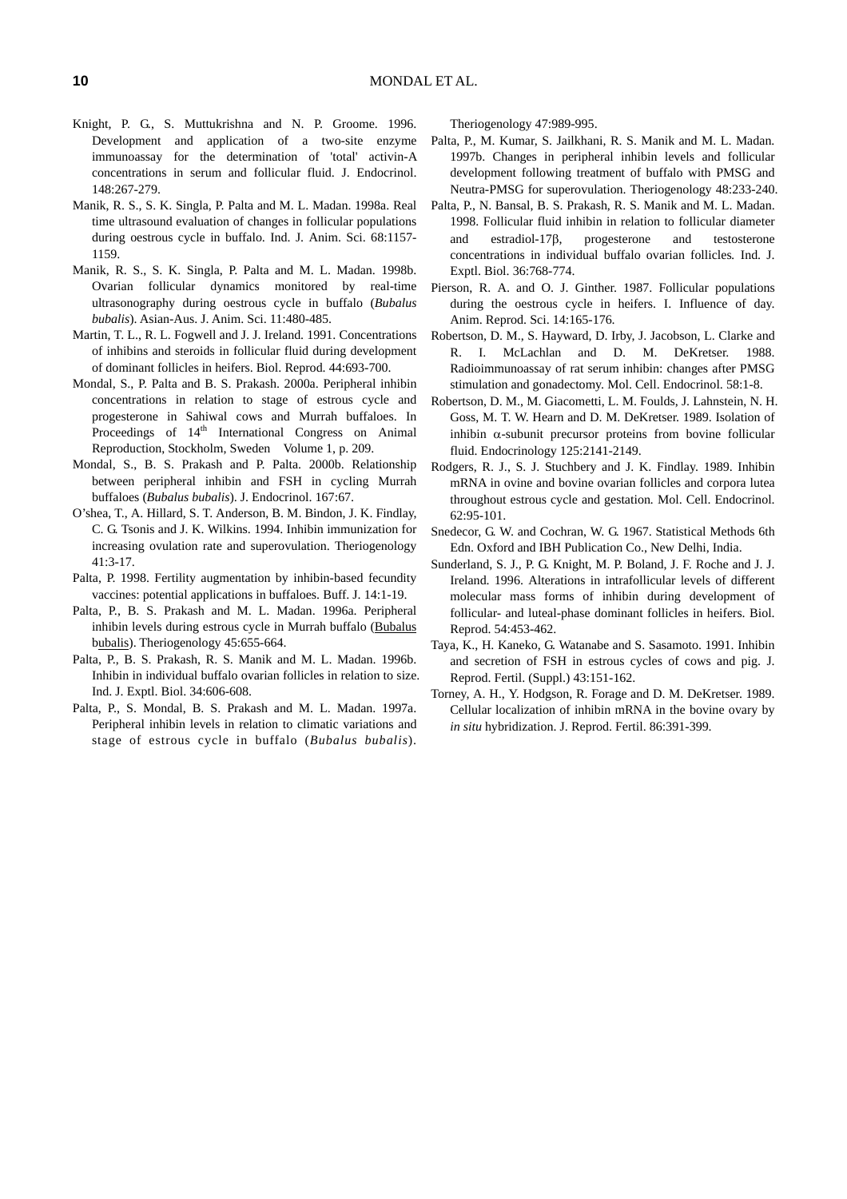Knight, P. G., S. Muttukrishna and N. P. Groome. 1996. Development and application of a two-site enzyme immunoassay for the determination of 'total' activin-A concentrations in serum and follicular fluid. J. Endocrinol. 148:267-279.

Manik, R. S., S. K. Singla, P. Palta and M. L. Madan. 1998a. Real time ultrasound evaluation of changes in follicular populations during oestrous cycle in buffalo. Ind. J. Anim. Sci. 68:1157-1159.

Manik, R. S., S. K. Singla, P. Palta and M. L. Madan. 1998b. Ovarian follicular dynamics monitored by real-time ultrasonography during oestrous cycle in buffalo (*Bubalus bubalis*). Asian-Aus. J. Anim. Sci. 11:480-485.

Martin, T. L., R. L. Fogwell and J. J. Ireland. 1991. Concentrations of inhibins and steroids in follicular fluid during development of dominant follicles in heifers. Biol. Reprod. 44:693-700.

Mondal, S., P. Palta and B. S. Prakash. 2000a. Peripheral inhibin concentrations in relation to stage of estrous cycle and progesterone in Sahiwal cows and Murrah buffaloes. In Proceedings of 14th International Congress on Animal Reproduction, Stockholm, Sweden Volume 1, p. 209.

Mondal, S., B. S. Prakash and P. Palta. 2000b. Relationship between peripheral inhibin and FSH in cycling Murrah buffaloes (*Bubalus bubalis*). J. Endocrinol. 167:67.

O'shea, T., A. Hillard, S. T. Anderson, B. M. Bindon, J. K. Findlay, C. G. Tsonis and J. K. Wilkins. 1994. Inhibin immunization for increasing ovulation rate and superovulation. Theriogenology 41:3-17.

Palta, P. 1998. Fertility augmentation by inhibin-based fecundity vaccines: potential applications in buffaloes. Buff. J. 14:1-19.

Palta, P., B. S. Prakash and M. L. Madan. 1996a. Peripheral inhibin levels during estrous cycle in Murrah buffalo (Bubalus bubalis). Theriogenology 45:655-664.

Palta, P., B. S. Prakash, R. S. Manik and M. L. Madan. 1996b. Inhibin in individual buffalo ovarian follicles in relation to size. Ind. J. Exptl. Biol. 34:606-608.

Palta, P., S. Mondal, B. S. Prakash and M. L. Madan. 1997a. Peripheral inhibin levels in relation to climatic variations and stage of estrous cycle in buffalo (*Bubalus bubalis*). Theriogenology 47:989-995.

Palta, P., M. Kumar, S. Jailkhani, R. S. Manik and M. L. Madan. 1997b. Changes in peripheral inhibin levels and follicular development following treatment of buffalo with PMSG and Neutra-PMSG for superovulation. Theriogenology 48:233-240.

Palta, P., N. Bansal, B. S. Prakash, R. S. Manik and M. L. Madan. 1998. Follicular fluid inhibin in relation to follicular diameter and estradiol-17β, progesterone and testosterone concentrations in individual buffalo ovarian follicles. Ind. J. Exptl. Biol. 36:768-774.

Pierson, R. A. and O. J. Ginther. 1987. Follicular populations during the oestrous cycle in heifers. I. Influence of day. Anim. Reprod. Sci. 14:165-176.

Robertson, D. M., S. Hayward, D. Irby, J. Jacobson, L. Clarke and R. I. McLachlan and D. M. DeKretser. 1988. Radioimmunoassay of rat serum inhibin: changes after PMSG stimulation and gonadectomy. Mol. Cell. Endocrinol. 58:1-8.

Robertson, D. M., M. Giacometti, L. M. Foulds, J. Lahnstein, N. H. Goss, M. T. W. Hearn and D. M. DeKretser. 1989. Isolation of inhibin α-subunit precursor proteins from bovine follicular fluid. Endocrinology 125:2141-2149.

Rodgers, R. J., S. J. Stuchbery and J. K. Findlay. 1989. Inhibin mRNA in ovine and bovine ovarian follicles and corpora lutea throughout estrous cycle and gestation. Mol. Cell. Endocrinol. 62:95-101.

Snedecor, G. W. and Cochran, W. G. 1967. Statistical Methods 6th Edn. Oxford and IBH Publication Co., New Delhi, India.

Sunderland, S. J., P. G. Knight, M. P. Boland, J. F. Roche and J. J. Ireland. 1996. Alterations in intrafollicular levels of different molecular mass forms of inhibin during development of follicular- and luteal-phase dominant follicles in heifers. Biol. Reprod. 54:453-462.

Taya, K., H. Kaneko, G. Watanabe and S. Sasamoto. 1991. Inhibin and secretion of FSH in estrous cycles of cows and pig. J. Reprod. Fertil. (Suppl.) 43:151-162.

Torney, A. H., Y. Hodgson, R. Forage and D. M. DeKretser. 1989. Cellular localization of inhibin mRNA in the bovine ovary by *in situ* hybridization. J. Reprod. Fertil. 86:391-399.